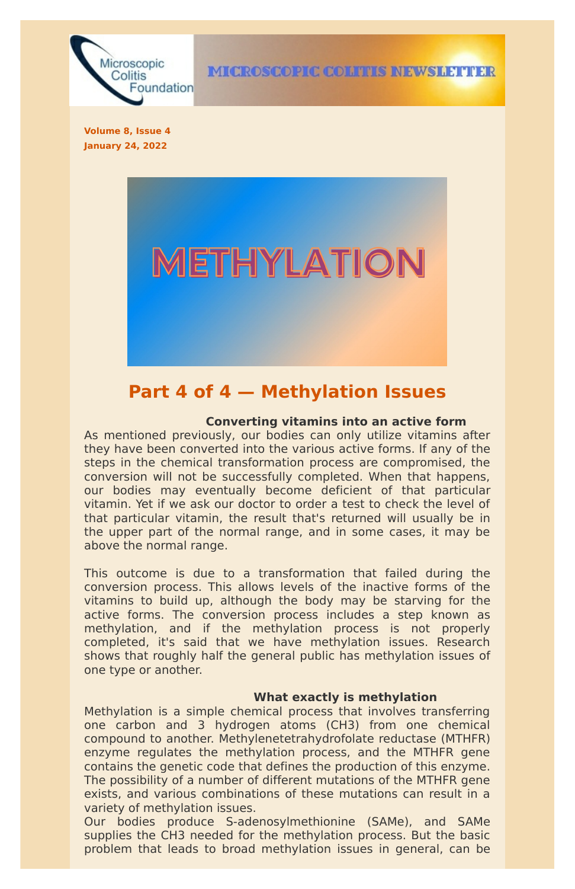Microscopic Colitis Foundation

MICROSCOPIC COLITIS NEWSLETTER

**Volume 8, Issue 4**
**January 24, 2022**

METHYLATION

## Part 4 of 4 — Methylation Issues

### Converting vitamins into an active form

As mentioned previously, our bodies can only utilize vitamins after they have been converted into the various active forms. If any of the steps in the chemical transformation process are compromised, the conversion will not be successfully completed. When that happens, our bodies may eventually become deficient of that particular vitamin. Yet if we ask our doctor to order a test to check the level of that particular vitamin, the result that's returned will usually be in the upper part of the normal range, and in some cases, it may be above the normal range.

This outcome is due to a transformation that failed during the conversion process. This allows levels of the inactive forms of the vitamins to build up, although the body may be starving for the active forms. The conversion process includes a step known as methylation, and if the methylation process is not properly completed, it's said that we have methylation issues. Research shows that roughly half the general public has methylation issues of one type or another.

### What exactly is methylation

Methylation is a simple chemical process that involves transferring one carbon and 3 hydrogen atoms ($CH_3$) from one chemical compound to another. Methylenetetrahydrofolate reductase (MTHFR) enzyme regulates the methylation process, and the MTHFR gene contains the genetic code that defines the production of this enzyme. The possibility of a number of different mutations of the MTHFR gene exists, and various combinations of these mutations can result in a variety of methylation issues.

Our bodies produce S-adenosylmethionine (SAMe), and SAMe supplies the $CH_3$ needed for the methylation process. But the basic problem that leads to broad methylation issues in general, can be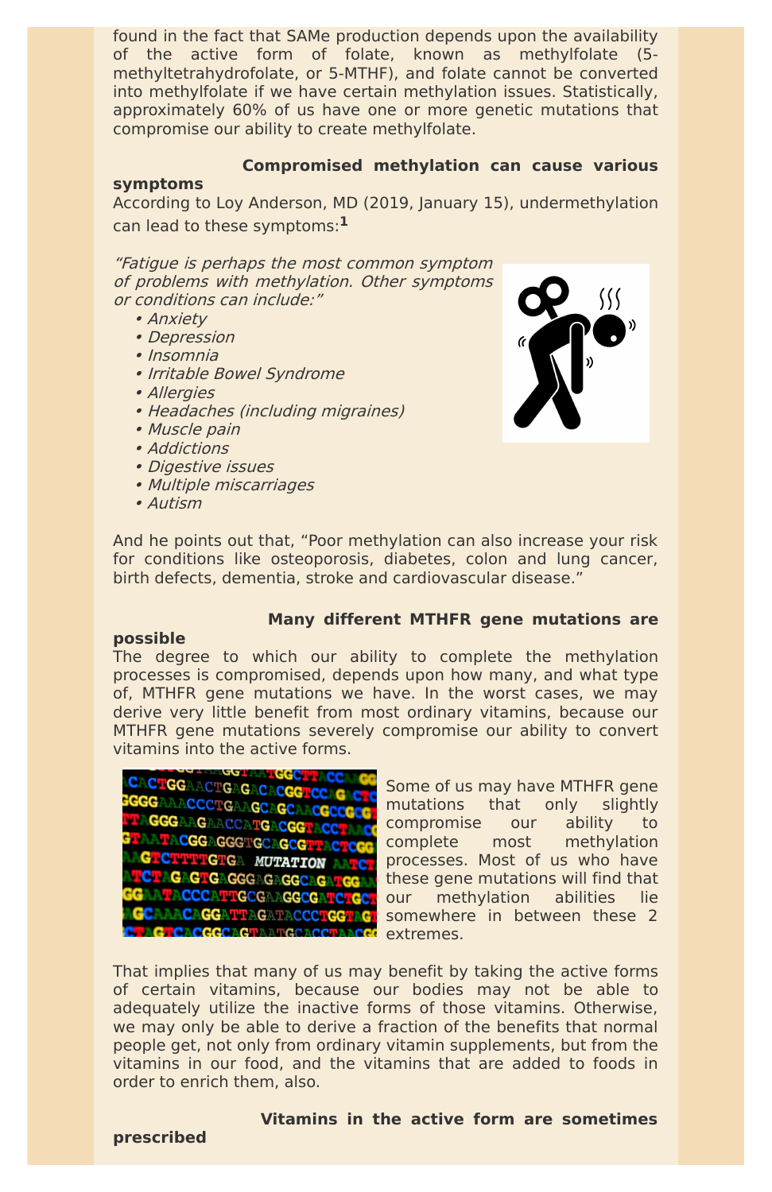found in the fact that SAMe production depends upon the availability of the active form of folate, known as methylfolate (5-methyltetrahydrofolate, or 5-MTHF), and folate cannot be converted into methylfolate if we have certain methylation issues. Statistically, approximately 60% of us have one or more genetic mutations that compromise our ability to create methylfolate.

### Compromised methylation can cause various symptoms

According to Loy Anderson, MD (2019, January 15), undermethylation can lead to these symptoms:[1]

*"Fatigue is perhaps the most common symptom of problems with methylation. Other symptoms or conditions can include:"*

- *Anxiety*
- *Depression*
- *Insomnia*
- *Irritable Bowel Syndrome*
- *Allergies*
- *Headaches (including migraines)*
- *Muscle pain*
- *Addictions*
- *Digestive issues*
- *Multiple miscarriages*
- *Autism*

And he points out that, "Poor methylation can also increase your risk for conditions like osteoporosis, diabetes, colon and lung cancer, birth defects, dementia, stroke and cardiovascular disease."

### Many different MTHFR gene mutations are possible

The degree to which our ability to complete the methylation processes is compromised, depends upon how many, and what type of, MTHFR gene mutations we have. In the worst cases, we may derive very little benefit from most ordinary vitamins, because our MTHFR gene mutations severely compromise our ability to convert vitamins into the active forms.

Some of us may have MTHFR gene mutations that only slightly compromise our ability to complete most methylation processes. Most of us who have these gene mutations will find that our methylation abilities lie somewhere in between these 2 extremes.

That implies that many of us may benefit by taking the active forms of certain vitamins, because our bodies may not be able to adequately utilize the inactive forms of those vitamins. Otherwise, we may only be able to derive a fraction of the benefits that normal people get, not only from ordinary vitamin supplements, but from the vitamins in our food, and the vitamins that are added to foods in order to enrich them, also.

### Vitamins in the active form are sometimes prescribed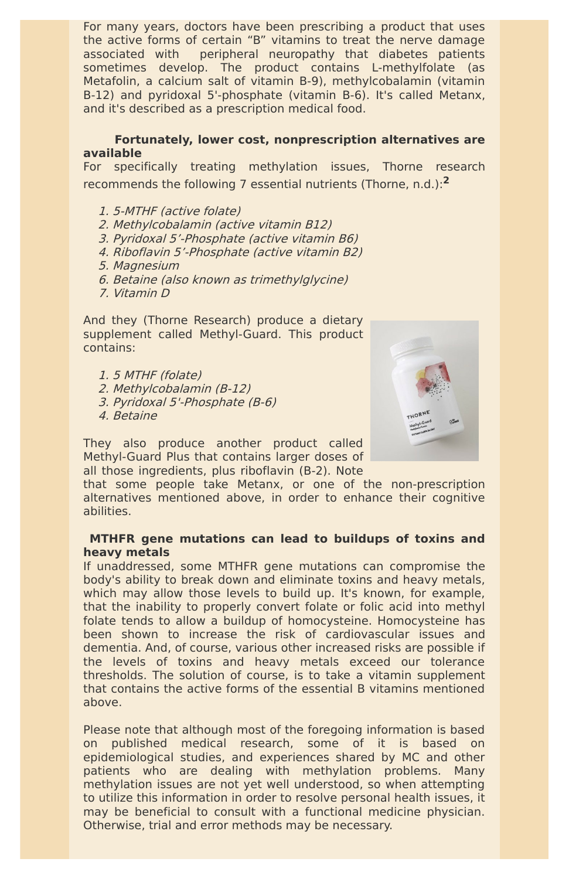For many years, doctors have been prescribing a product that uses the active forms of certain "B" vitamins to treat the nerve damage associated with peripheral neuropathy that diabetes patients sometimes develop. The product contains L-methylfolate (as Metafolin, a calcium salt of vitamin B-9), methylcobalamin (vitamin B-12) and pyridoxal 5'-phosphate (vitamin B-6). It's called Metanx, and it's described as a prescription medical food.

**Fortunately, lower cost, nonprescription alternatives are available**

For specifically treating methylation issues, Thorne research recommends the following 7 essential nutrients (Thorne, n.d.):[2]

1. *5-MTHF (active folate)*
2. *Methylcobalamin (active vitamin B12)*
3. *Pyridoxal 5'-Phosphate (active vitamin B6)*
4. *Riboflavin 5'-Phosphate (active vitamin B2)*
5. *Magnesium*
6. *Betaine (also known as trimethylglycine)*
7. *Vitamin D*

And they (Thorne Research) produce a dietary supplement called Methyl-Guard. This product contains:

1. *5 MTHF (folate)*
2. *Methylcobalamin (B-12)*
3. *Pyridoxal 5'-Phosphate (B-6)*
4. *Betaine*

They also produce another product called Methyl-Guard Plus that contains larger doses of all those ingredients, plus riboflavin (B-2). Note that some people take Metanx, or one of the non-prescription alternatives mentioned above, in order to enhance their cognitive abilities.

**MTHFR gene mutations can lead to buildups of toxins and heavy metals**

If unaddressed, some MTHFR gene mutations can compromise the body's ability to break down and eliminate toxins and heavy metals, which may allow those levels to build up. It's known, for example, that the inability to properly convert folate or folic acid into methyl folate tends to allow a buildup of homocysteine. Homocysteine has been shown to increase the risk of cardiovascular issues and dementia. And, of course, various other increased risks are possible if the levels of toxins and heavy metals exceed our tolerance thresholds. The solution of course, is to take a vitamin supplement that contains the active forms of the essential B vitamins mentioned above.

Please note that although most of the foregoing information is based on published medical research, some of it is based on epidemiological studies, and experiences shared by MC and other patients who are dealing with methylation problems. Many methylation issues are not yet well understood, so when attempting to utilize this information in order to resolve personal health issues, it may be beneficial to consult with a functional medicine physician. Otherwise, trial and error methods may be necessary.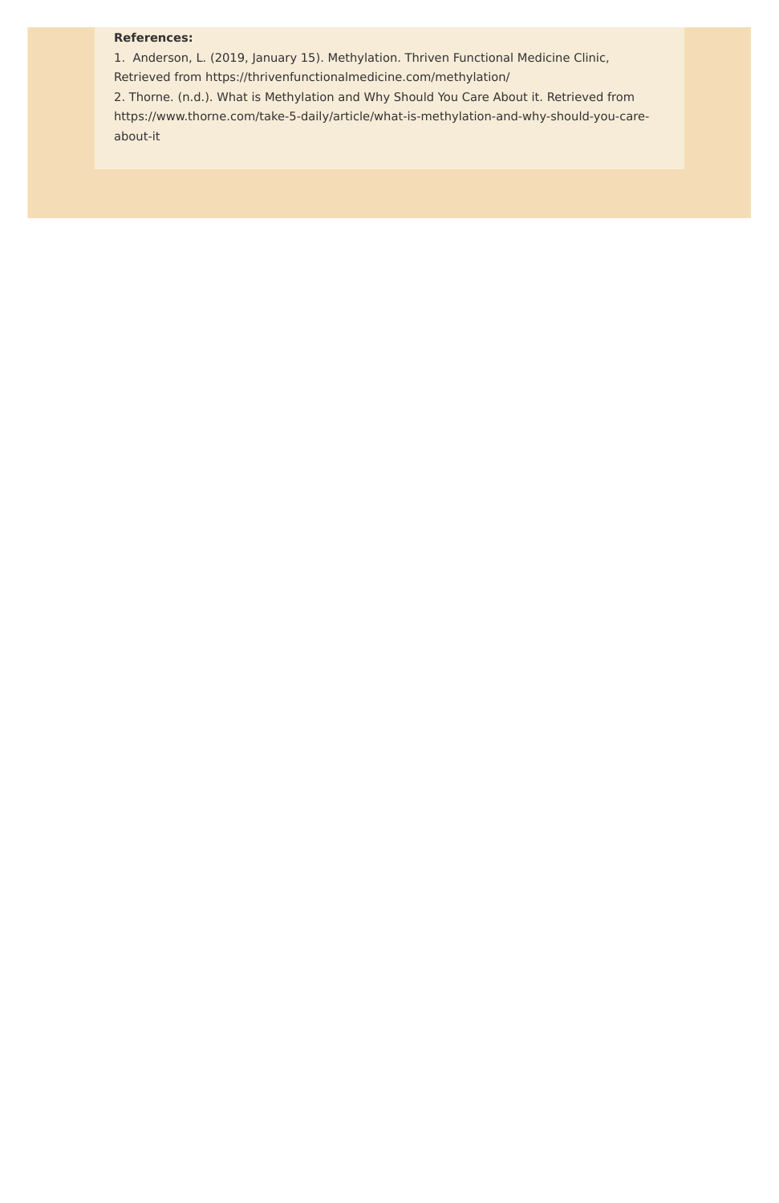**References:**

1. Anderson, L. (2019, January 15). Methylation. Thriven Functional Medicine Clinic, Retrieved from https://thrivenfunctionalmedicine.com/methylation/
2. Thorne. (n.d.). What is Methylation and Why Should You Care About it. Retrieved from https://www.thorne.com/take-5-daily/article/what-is-methylation-and-why-should-you-care-about-it